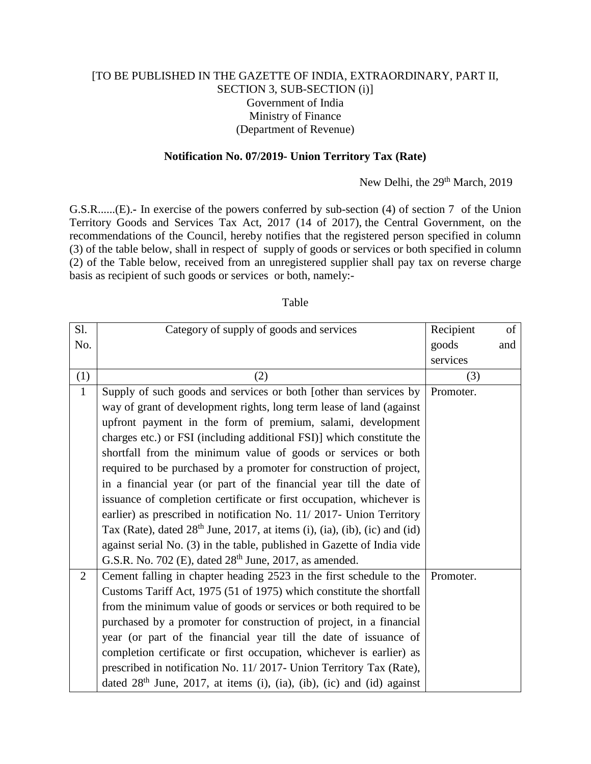[TO BE PUBLISHED IN THE GAZETTE OF INDIA, EXTRAORDINARY, PART II, SECTION 3, SUB-SECTION (i)]
Government of India
Ministry of Finance
(Department of Revenue)

**Notification No. 07/2019- Union Territory Tax (Rate)**

New Delhi, the 29th March, 2019

G.S.R......(E).- In exercise of the powers conferred by sub-section (4) of section 7 of the Union Territory Goods and Services Tax Act, 2017 (14 of 2017), the Central Government, on the recommendations of the Council, hereby notifies that the registered person specified in column (3) of the table below, shall in respect of supply of goods or services or both specified in column (2) of the Table below, received from an unregistered supplier shall pay tax on reverse charge basis as recipient of such goods or services or both, namely:-

Table

| Sl. No. | Category of supply of goods and services | Recipient of goods and services |
|---|---|---|
| (1) | (2) | (3) |
| 1 | Supply of such goods and services or both [other than services by way of grant of development rights, long term lease of land (against upfront payment in the form of premium, salami, development charges etc.) or FSI (including additional FSI)] which constitute the shortfall from the minimum value of goods or services or both required to be purchased by a promoter for construction of project, in a financial year (or part of the financial year till the date of issuance of completion certificate or first occupation, whichever is earlier) as prescribed in notification No. 11/ 2017- Union Territory Tax (Rate), dated 28th June, 2017, at items (i), (ia), (ib), (ic) and (id) against serial No. (3) in the table, published in Gazette of India vide G.S.R. No. 702 (E), dated 28th June, 2017, as amended. | Promoter. |
| 2 | Cement falling in chapter heading 2523 in the first schedule to the Customs Tariff Act, 1975 (51 of 1975) which constitute the shortfall from the minimum value of goods or services or both required to be purchased by a promoter for construction of project, in a financial year (or part of the financial year till the date of issuance of completion certificate or first occupation, whichever is earlier) as prescribed in notification No. 11/ 2017- Union Territory Tax (Rate), dated 28th June, 2017, at items (i), (ia), (ib), (ic) and (id) against | Promoter. |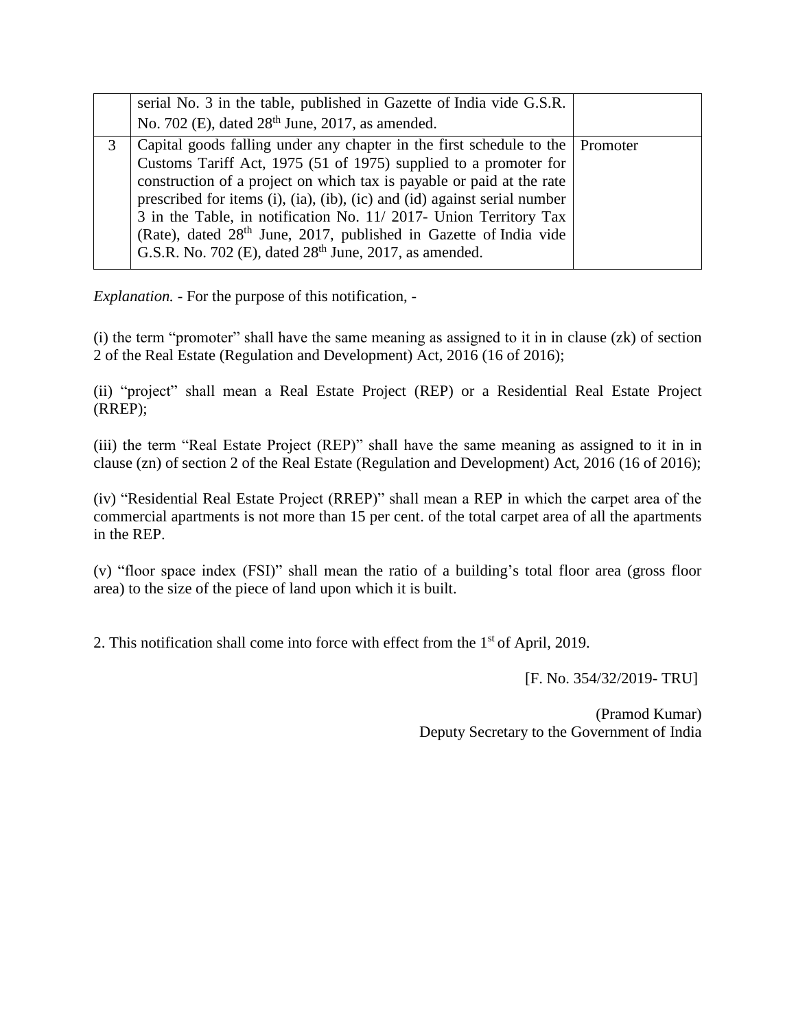| | | |
|---|---|---|
| | serial No. 3 in the table, published in Gazette of India vide G.S.R. No. 702 (E), dated 28th June, 2017, as amended. | |
| 3 | Capital goods falling under any chapter in the first schedule to the Customs Tariff Act, 1975 (51 of 1975) supplied to a promoter for construction of a project on which tax is payable or paid at the rate prescribed for items (i), (ia), (ib), (ic) and (id) against serial number 3 in the Table, in notification No. 11/ 2017- Union Territory Tax (Rate), dated 28th June, 2017, published in Gazette of India vide G.S.R. No. 702 (E), dated 28th June, 2017, as amended. | Promoter |

*Explanation.* - For the purpose of this notification, -

(i) the term "promoter" shall have the same meaning as assigned to it in in clause (zk) of section 2 of the Real Estate (Regulation and Development) Act, 2016 (16 of 2016);

(ii) "project" shall mean a Real Estate Project (REP) or a Residential Real Estate Project (RREP);

(iii) the term "Real Estate Project (REP)" shall have the same meaning as assigned to it in in clause (zn) of section 2 of the Real Estate (Regulation and Development) Act, 2016 (16 of 2016);

(iv) "Residential Real Estate Project (RREP)" shall mean a REP in which the carpet area of the commercial apartments is not more than 15 per cent. of the total carpet area of all the apartments in the REP.

(v) "floor space index (FSI)" shall mean the ratio of a building's total floor area (gross floor area) to the size of the piece of land upon which it is built.

2. This notification shall come into force with effect from the 1st of April, 2019.

[F. No. 354/32/2019- TRU]

(Pramod Kumar)
Deputy Secretary to the Government of India